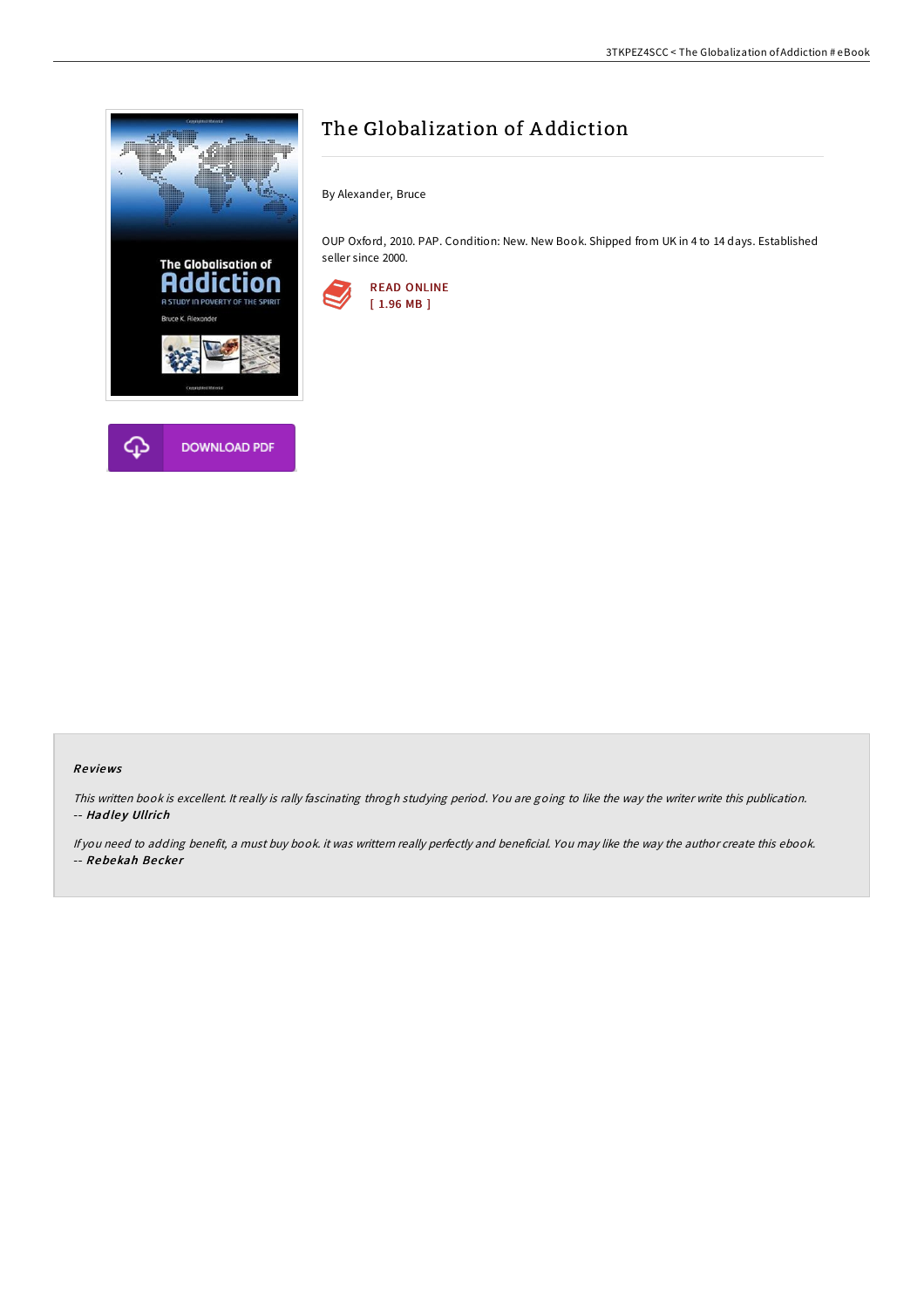# The Globalization of Addiction

By Alexander, Bruce

OUP Oxford, 2010. PAP. Condition: New. New Book. Shipped from UK in 4 to 14 days. Established seller since 2000.

READ ONLINE
[ 1.96 MB ]

DOWNLOAD PDF

## Reviews

*This written book is excellent. It really is rally fascinating throgh studying period. You are going to like the way the writer write this publication.*
-- ***Hadley Ullrich***

*If you need to adding benefit, a must buy book. it was writtern really perfectly and beneficial. You may like the way the author create this ebook.*
-- ***Rebekah Becker***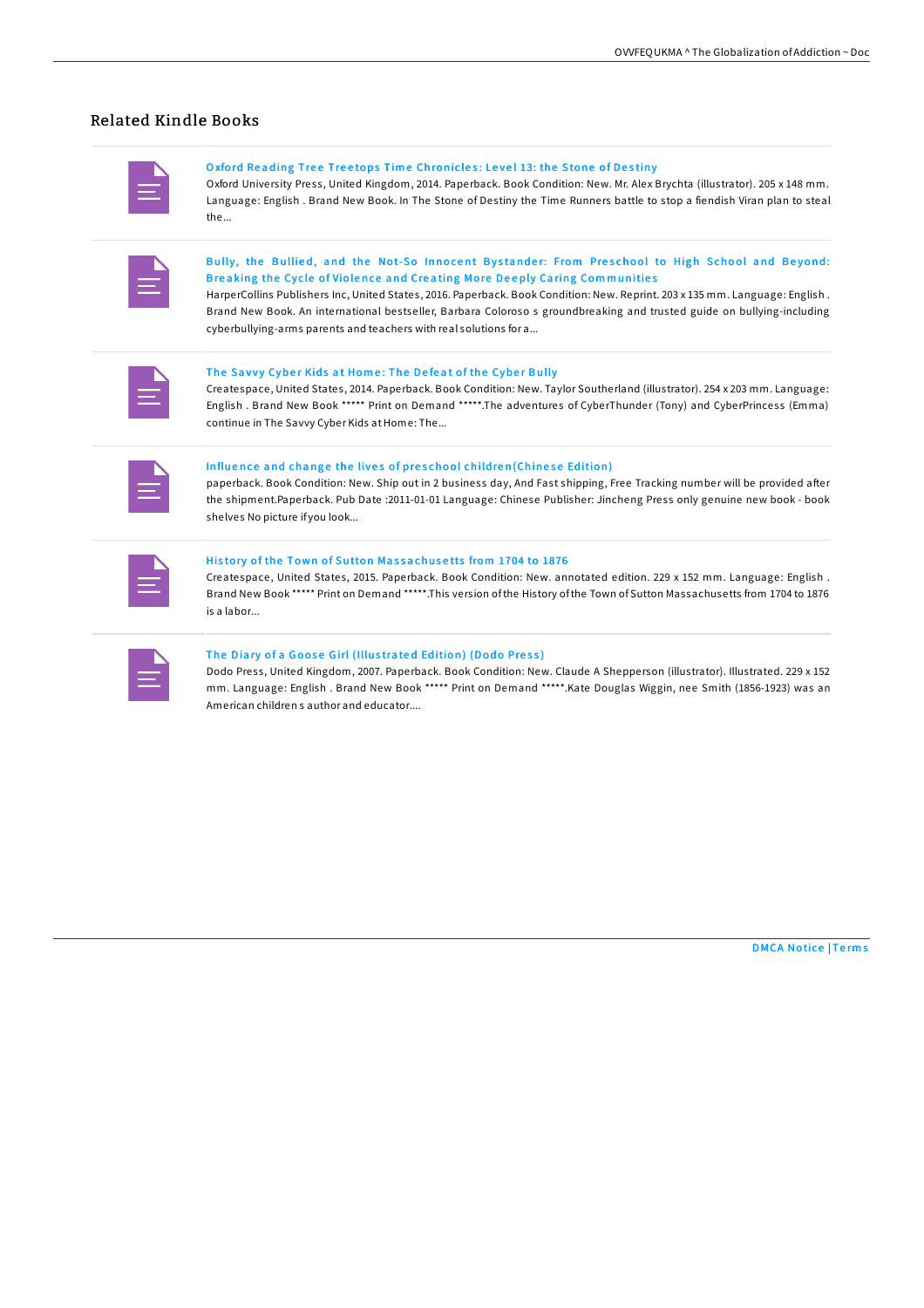## Related Kindle Books

### Oxford Reading Tree Treetops Time Chronicles: Level 13: the Stone of Destiny

Oxford University Press, United Kingdom, 2014. Paperback. Book Condition: New. Mr. Alex Brychta (illustrator). 205 x 148 mm. Language: English . Brand New Book. In The Stone of Destiny the Time Runners battle to stop a fiendish Viran plan to steal the...

### Bully, the Bullied, and the Not-So Innocent Bystander: From Preschool to High School and Beyond: Breaking the Cycle of Violence and Creating More Deeply Caring Communities

HarperCollins Publishers Inc, United States, 2016. Paperback. Book Condition: New. Reprint. 203 x 135 mm. Language: English . Brand New Book. An international bestseller, Barbara Coloroso s groundbreaking and trusted guide on bullying-including cyberbullying-arms parents and teachers with real solutions for a...

### The Savvy Cyber Kids at Home: The Defeat of the Cyber Bully

Createspace, United States, 2014. Paperback. Book Condition: New. Taylor Southerland (illustrator). 254 x 203 mm. Language: English . Brand New Book ***** Print on Demand *****.The adventures of CyberThunder (Tony) and CyberPrincess (Emma) continue in The Savvy Cyber Kids at Home: The...

### Influence and change the lives of preschool children(Chinese Edition)

paperback. Book Condition: New. Ship out in 2 business day, And Fast shipping, Free Tracking number will be provided after the shipment.Paperback. Pub Date :2011-01-01 Language: Chinese Publisher: Jincheng Press only genuine new book - book shelves No picture if you look...

### History of the Town of Sutton Massachusetts from 1704 to 1876

Createspace, United States, 2015. Paperback. Book Condition: New. annotated edition. 229 x 152 mm. Language: English . Brand New Book ***** Print on Demand *****.This version of the History of the Town of Sutton Massachusetts from 1704 to 1876 is a labor...

### The Diary of a Goose Girl (Illustrated Edition) (Dodo Press)

Dodo Press, United Kingdom, 2007. Paperback. Book Condition: New. Claude A Shepperson (illustrator). Illustrated. 229 x 152 mm. Language: English . Brand New Book ***** Print on Demand *****.Kate Douglas Wiggin, nee Smith (1856-1923) was an American children s author and educator....